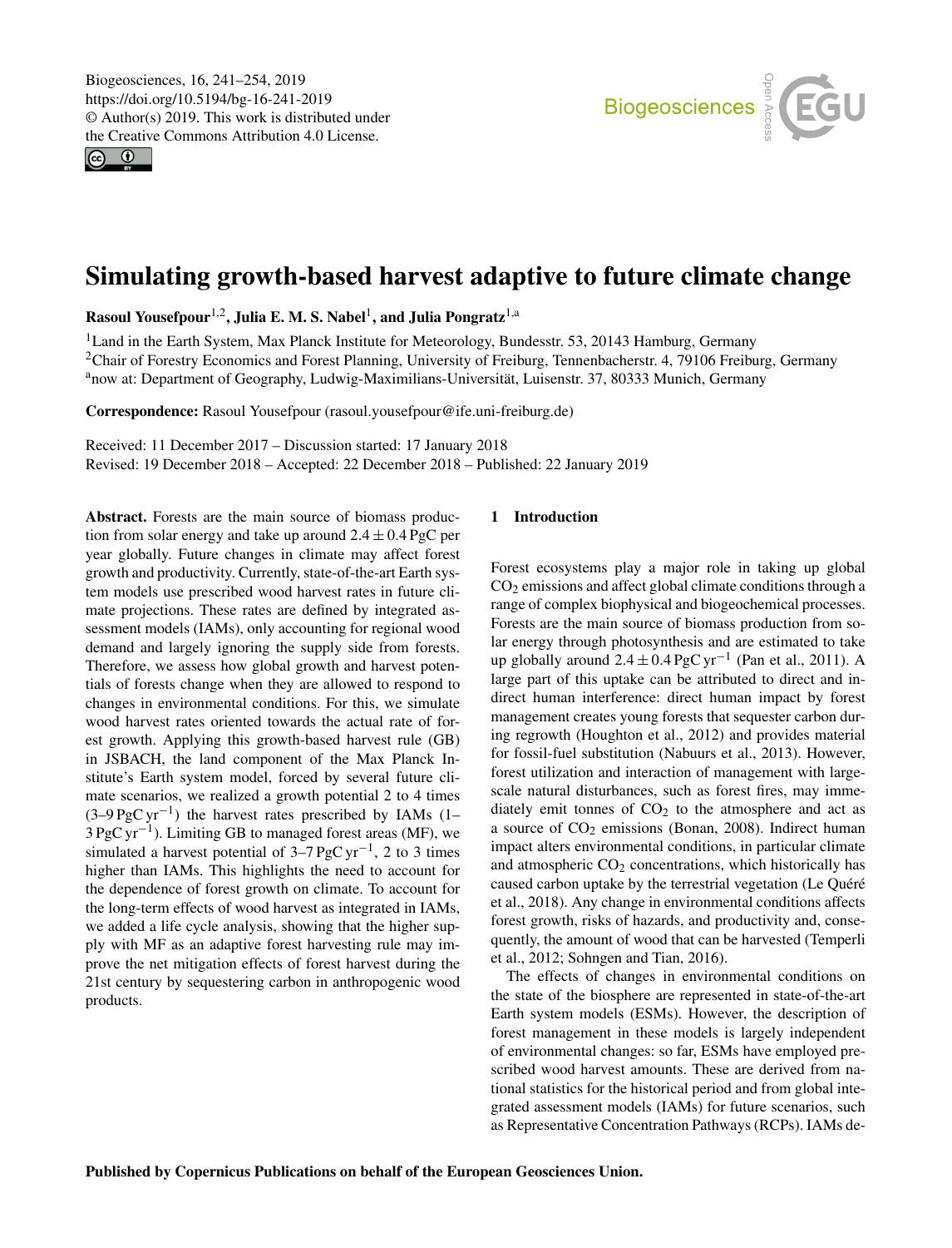# Simulating growth-based harvest adaptive to future climate change

**Rasoul Yousefpour**[1,2], **Julia E. M. S. Nabel**[1], **and Julia Pongratz**[1,a]

[1]Land in the Earth System, Max Planck Institute for Meteorology, Bundesstr. 53, 20143 Hamburg, Germany
[2]Chair of Forestry Economics and Forest Planning, University of Freiburg, Tennenbacherstr. 4, 79106 Freiburg, Germany
[a]now at: Department of Geography, Ludwig-Maximilians-Universität, Luisenstr. 37, 80333 Munich, Germany

**Correspondence:** Rasoul Yousefpour (rasoul.yousefpour@ife.uni-freiburg.de)

Received: 11 December 2017 – Discussion started: 17 January 2018
Revised: 19 December 2018 – Accepted: 22 December 2018 – Published: 22 January 2019

**Abstract.** Forests are the main source of biomass production from solar energy and take up around $2.4 \pm 0.4$ PgC per year globally. Future changes in climate may affect forest growth and productivity. Currently, state-of-the-art Earth system models use prescribed wood harvest rates in future climate projections. These rates are defined by integrated assessment models (IAMs), only accounting for regional wood demand and largely ignoring the supply side from forests. Therefore, we assess how global growth and harvest potentials of forests change when they are allowed to respond to changes in environmental conditions. For this, we simulate wood harvest rates oriented towards the actual rate of forest growth. Applying this growth-based harvest rule (GB) in JSBACH, the land component of the Max Planck Institute's Earth system model, forced by several future climate scenarios, we realized a growth potential 2 to 4 times (3–9 $\mathrm{PgC\,yr^{-1}}$) the harvest rates prescribed by IAMs (1–3 $\mathrm{PgC\,yr^{-1}}$). Limiting GB to managed forest areas (MF), we simulated a harvest potential of 3–7 $\mathrm{PgC\,yr^{-1}}$, 2 to 3 times higher than IAMs. This highlights the need to account for the dependence of forest growth on climate. To account for the long-term effects of wood harvest as integrated in IAMs, we added a life cycle analysis, showing that the higher supply with MF as an adaptive forest harvesting rule may improve the net mitigation effects of forest harvest during the 21st century by sequestering carbon in anthropogenic wood products.

## 1 Introduction

Forest ecosystems play a major role in taking up global $CO_2$ emissions and affect global climate conditions through a range of complex biophysical and biogeochemical processes. Forests are the main source of biomass production from solar energy through photosynthesis and are estimated to take up globally around $2.4 \pm 0.4\,\mathrm{PgC\,yr^{-1}}$ (Pan et al., 2011). A large part of this uptake can be attributed to direct and indirect human interference: direct human impact by forest management creates young forests that sequester carbon during regrowth (Houghton et al., 2012) and provides material for fossil-fuel substitution (Nabuurs et al., 2013). However, forest utilization and interaction of management with large-scale natural disturbances, such as forest fires, may immediately emit tonnes of $CO_2$ to the atmosphere and act as a source of $CO_2$ emissions (Bonan, 2008). Indirect human impact alters environmental conditions, in particular climate and atmospheric $CO_2$ concentrations, which historically has caused carbon uptake by the terrestrial vegetation (Le Quéré et al., 2018). Any change in environmental conditions affects forest growth, risks of hazards, and productivity and, consequently, the amount of wood that can be harvested (Temperli et al., 2012; Sohngen and Tian, 2016).

The effects of changes in environmental conditions on the state of the biosphere are represented in state-of-the-art Earth system models (ESMs). However, the description of forest management in these models is largely independent of environmental changes: so far, ESMs have employed prescribed wood harvest amounts. These are derived from national statistics for the historical period and from global integrated assessment models (IAMs) for future scenarios, such as Representative Concentration Pathways (RCPs). IAMs de-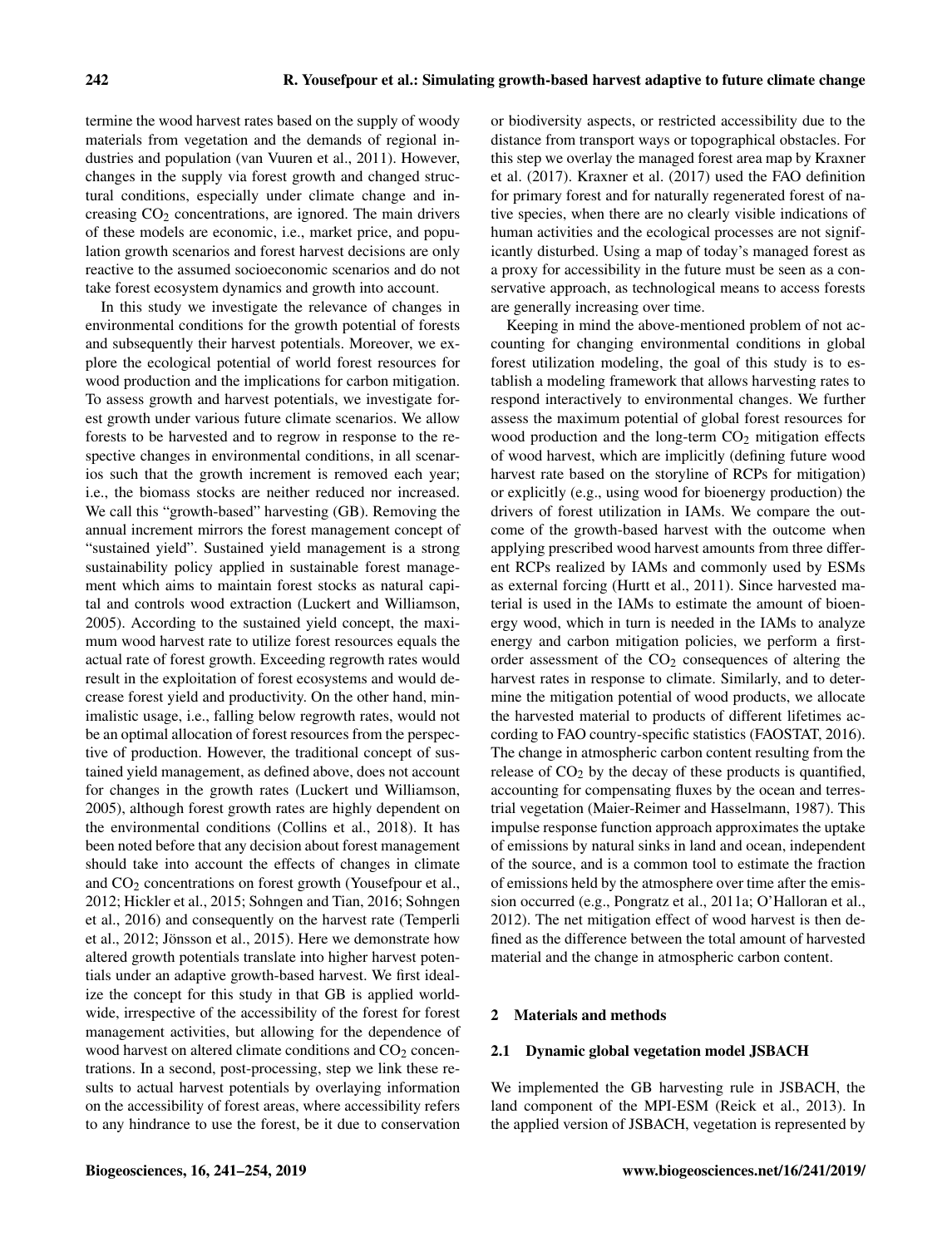termine the wood harvest rates based on the supply of woody materials from vegetation and the demands of regional industries and population (van Vuuren et al., 2011). However, changes in the supply via forest growth and changed structural conditions, especially under climate change and increasing $CO_2$ concentrations, are ignored. The main drivers of these models are economic, i.e., market price, and population growth scenarios and forest harvest decisions are only reactive to the assumed socioeconomic scenarios and do not take forest ecosystem dynamics and growth into account.

In this study we investigate the relevance of changes in environmental conditions for the growth potential of forests and subsequently their harvest potentials. Moreover, we explore the ecological potential of world forest resources for wood production and the implications for carbon mitigation. To assess growth and harvest potentials, we investigate forest growth under various future climate scenarios. We allow forests to be harvested and to regrow in response to the respective changes in environmental conditions, in all scenarios such that the growth increment is removed each year; i.e., the biomass stocks are neither reduced nor increased. We call this "growth-based" harvesting (GB). Removing the annual increment mirrors the forest management concept of "sustained yield". Sustained yield management is a strong sustainability policy applied in sustainable forest management which aims to maintain forest stocks as natural capital and controls wood extraction (Luckert and Williamson, 2005). According to the sustained yield concept, the maximum wood harvest rate to utilize forest resources equals the actual rate of forest growth. Exceeding regrowth rates would result in the exploitation of forest ecosystems and would decrease forest yield and productivity. On the other hand, minimalistic usage, i.e., falling below regrowth rates, would not be an optimal allocation of forest resources from the perspective of production. However, the traditional concept of sustained yield management, as defined above, does not account for changes in the growth rates (Luckert und Williamson, 2005), although forest growth rates are highly dependent on the environmental conditions (Collins et al., 2018). It has been noted before that any decision about forest management should take into account the effects of changes in climate and $CO_2$ concentrations on forest growth (Yousefpour et al., 2012; Hickler et al., 2015; Sohngen and Tian, 2016; Sohngen et al., 2016) and consequently on the harvest rate (Temperli et al., 2012; Jönsson et al., 2015). Here we demonstrate how altered growth potentials translate into higher harvest potentials under an adaptive growth-based harvest. We first idealize the concept for this study in that GB is applied worldwide, irrespective of the accessibility of the forest for forest management activities, but allowing for the dependence of wood harvest on altered climate conditions and $CO_2$ concentrations. In a second, post-processing, step we link these results to actual harvest potentials by overlaying information on the accessibility of forest areas, where accessibility refers to any hindrance to use the forest, be it due to conservation or biodiversity aspects, or restricted accessibility due to the distance from transport ways or topographical obstacles. For this step we overlay the managed forest area map by Kraxner et al. (2017). Kraxner et al. (2017) used the FAO definition for primary forest and for naturally regenerated forest of native species, when there are no clearly visible indications of human activities and the ecological processes are not significantly disturbed. Using a map of today's managed forest as a proxy for accessibility in the future must be seen as a conservative approach, as technological means to access forests are generally increasing over time.

Keeping in mind the above-mentioned problem of not accounting for changing environmental conditions in global forest utilization modeling, the goal of this study is to establish a modeling framework that allows harvesting rates to respond interactively to environmental changes. We further assess the maximum potential of global forest resources for wood production and the long-term $CO_2$ mitigation effects of wood harvest, which are implicitly (defining future wood harvest rate based on the storyline of RCPs for mitigation) or explicitly (e.g., using wood for bioenergy production) the drivers of forest utilization in IAMs. We compare the outcome of the growth-based harvest with the outcome when applying prescribed wood harvest amounts from three different RCPs realized by IAMs and commonly used by ESMs as external forcing (Hurtt et al., 2011). Since harvested material is used in the IAMs to estimate the amount of bioenergy wood, which in turn is needed in the IAMs to analyze energy and carbon mitigation policies, we perform a first-order assessment of the $CO_2$ consequences of altering the harvest rates in response to climate. Similarly, and to determine the mitigation potential of wood products, we allocate the harvested material to products of different lifetimes according to FAO country-specific statistics (FAOSTAT, 2016). The change in atmospheric carbon content resulting from the release of $CO_2$ by the decay of these products is quantified, accounting for compensating fluxes by the ocean and terrestrial vegetation (Maier-Reimer and Hasselmann, 1987). This impulse response function approach approximates the uptake of emissions by natural sinks in land and ocean, independent of the source, and is a common tool to estimate the fraction of emissions held by the atmosphere over time after the emission occurred (e.g., Pongratz et al., 2011a; O'Halloran et al., 2012). The net mitigation effect of wood harvest is then defined as the difference between the total amount of harvested material and the change in atmospheric carbon content.

## 2 Materials and methods

### 2.1 Dynamic global vegetation model JSBACH

We implemented the GB harvesting rule in JSBACH, the land component of the MPI-ESM (Reick et al., 2013). In the applied version of JSBACH, vegetation is represented by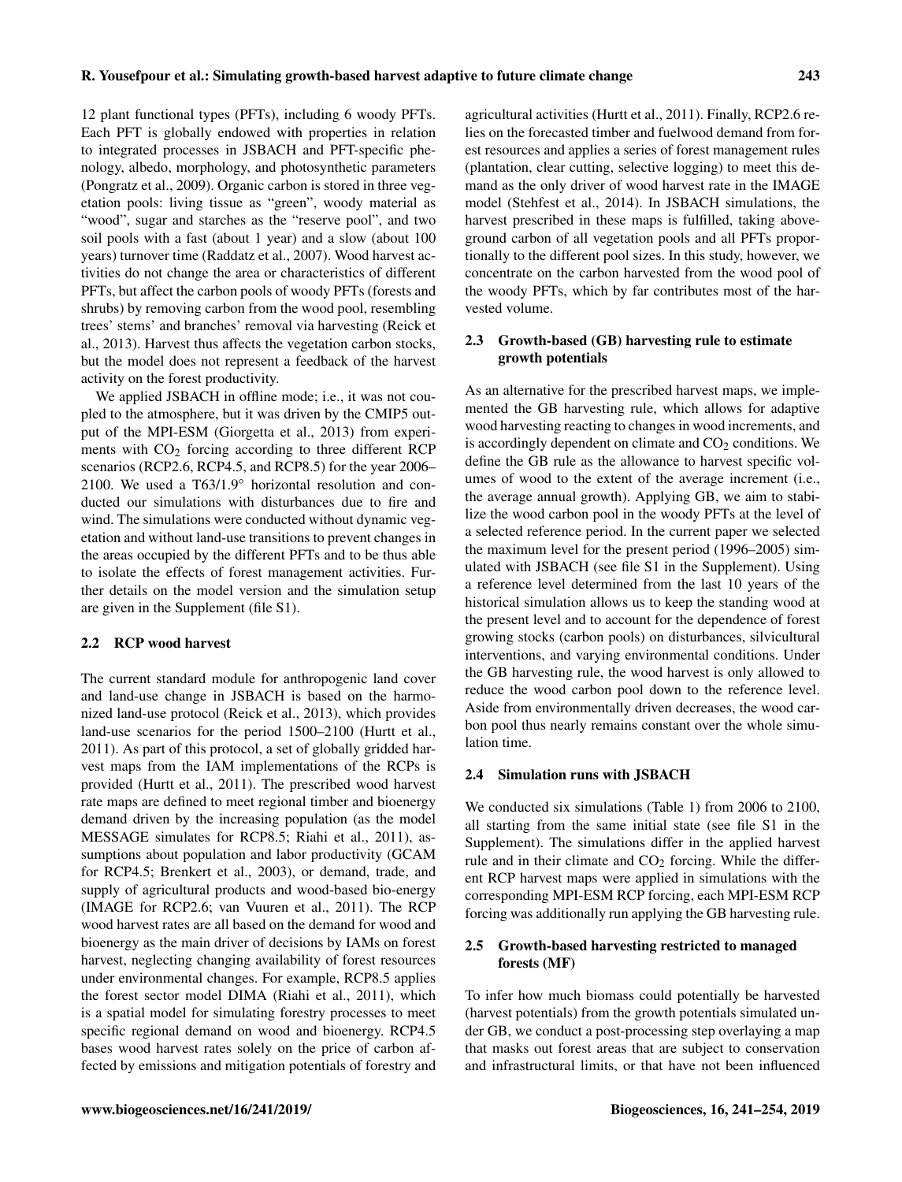12 plant functional types (PFTs), including 6 woody PFTs. Each PFT is globally endowed with properties in relation to integrated processes in JSBACH and PFT-specific phenology, albedo, morphology, and photosynthetic parameters (Pongratz et al., 2009). Organic carbon is stored in three vegetation pools: living tissue as "green", woody material as "wood", sugar and starches as the "reserve pool", and two soil pools with a fast (about 1 year) and a slow (about 100 years) turnover time (Raddatz et al., 2007). Wood harvest activities do not change the area or characteristics of different PFTs, but affect the carbon pools of woody PFTs (forests and shrubs) by removing carbon from the wood pool, resembling trees' stems' and branches' removal via harvesting (Reick et al., 2013). Harvest thus affects the vegetation carbon stocks, but the model does not represent a feedback of the harvest activity on the forest productivity.

We applied JSBACH in offline mode; i.e., it was not coupled to the atmosphere, but it was driven by the CMIP5 output of the MPI-ESM (Giorgetta et al., 2013) from experiments with $CO_2$ forcing according to three different RCP scenarios (RCP2.6, RCP4.5, and RCP8.5) for the year 2006–2100. We used a T63/1.9° horizontal resolution and conducted our simulations with disturbances due to fire and wind. The simulations were conducted without dynamic vegetation and without land-use transitions to prevent changes in the areas occupied by the different PFTs and to be thus able to isolate the effects of forest management activities. Further details on the model version and the simulation setup are given in the Supplement (file S1).

### 2.2 RCP wood harvest

The current standard module for anthropogenic land cover and land-use change in JSBACH is based on the harmonized land-use protocol (Reick et al., 2013), which provides land-use scenarios for the period 1500–2100 (Hurtt et al., 2011). As part of this protocol, a set of globally gridded harvest maps from the IAM implementations of the RCPs is provided (Hurtt et al., 2011). The prescribed wood harvest rate maps are defined to meet regional timber and bioenergy demand driven by the increasing population (as the model MESSAGE simulates for RCP8.5; Riahi et al., 2011), assumptions about population and labor productivity (GCAM for RCP4.5; Brenkert et al., 2003), or demand, trade, and supply of agricultural products and wood-based bio-energy (IMAGE for RCP2.6; van Vuuren et al., 2011). The RCP wood harvest rates are all based on the demand for wood and bioenergy as the main driver of decisions by IAMs on forest harvest, neglecting changing availability of forest resources under environmental changes. For example, RCP8.5 applies the forest sector model DIMA (Riahi et al., 2011), which is a spatial model for simulating forestry processes to meet specific regional demand on wood and bioenergy. RCP4.5 bases wood harvest rates solely on the price of carbon affected by emissions and mitigation potentials of forestry and agricultural activities (Hurtt et al., 2011). Finally, RCP2.6 relies on the forecasted timber and fuelwood demand from forest resources and applies a series of forest management rules (plantation, clear cutting, selective logging) to meet this demand as the only driver of wood harvest rate in the IMAGE model (Stehfest et al., 2014). In JSBACH simulations, the harvest prescribed in these maps is fulfilled, taking aboveground carbon of all vegetation pools and all PFTs proportionally to the different pool sizes. In this study, however, we concentrate on the carbon harvested from the wood pool of the woody PFTs, which by far contributes most of the harvested volume.

### 2.3 Growth-based (GB) harvesting rule to estimate growth potentials

As an alternative for the prescribed harvest maps, we implemented the GB harvesting rule, which allows for adaptive wood harvesting reacting to changes in wood increments, and is accordingly dependent on climate and $CO_2$ conditions. We define the GB rule as the allowance to harvest specific volumes of wood to the extent of the average increment (i.e., the average annual growth). Applying GB, we aim to stabilize the wood carbon pool in the woody PFTs at the level of a selected reference period. In the current paper we selected the maximum level for the present period (1996–2005) simulated with JSBACH (see file S1 in the Supplement). Using a reference level determined from the last 10 years of the historical simulation allows us to keep the standing wood at the present level and to account for the dependence of forest growing stocks (carbon pools) on disturbances, silvicultural interventions, and varying environmental conditions. Under the GB harvesting rule, the wood harvest is only allowed to reduce the wood carbon pool down to the reference level. Aside from environmentally driven decreases, the wood carbon pool thus nearly remains constant over the whole simulation time.

### 2.4 Simulation runs with JSBACH

We conducted six simulations (Table 1) from 2006 to 2100, all starting from the same initial state (see file S1 in the Supplement). The simulations differ in the applied harvest rule and in their climate and $CO_2$ forcing. While the different RCP harvest maps were applied in simulations with the corresponding MPI-ESM RCP forcing, each MPI-ESM RCP forcing was additionally run applying the GB harvesting rule.

### 2.5 Growth-based harvesting restricted to managed forests (MF)

To infer how much biomass could potentially be harvested (harvest potentials) from the growth potentials simulated under GB, we conduct a post-processing step overlaying a map that masks out forest areas that are subject to conservation and infrastructural limits, or that have not been influenced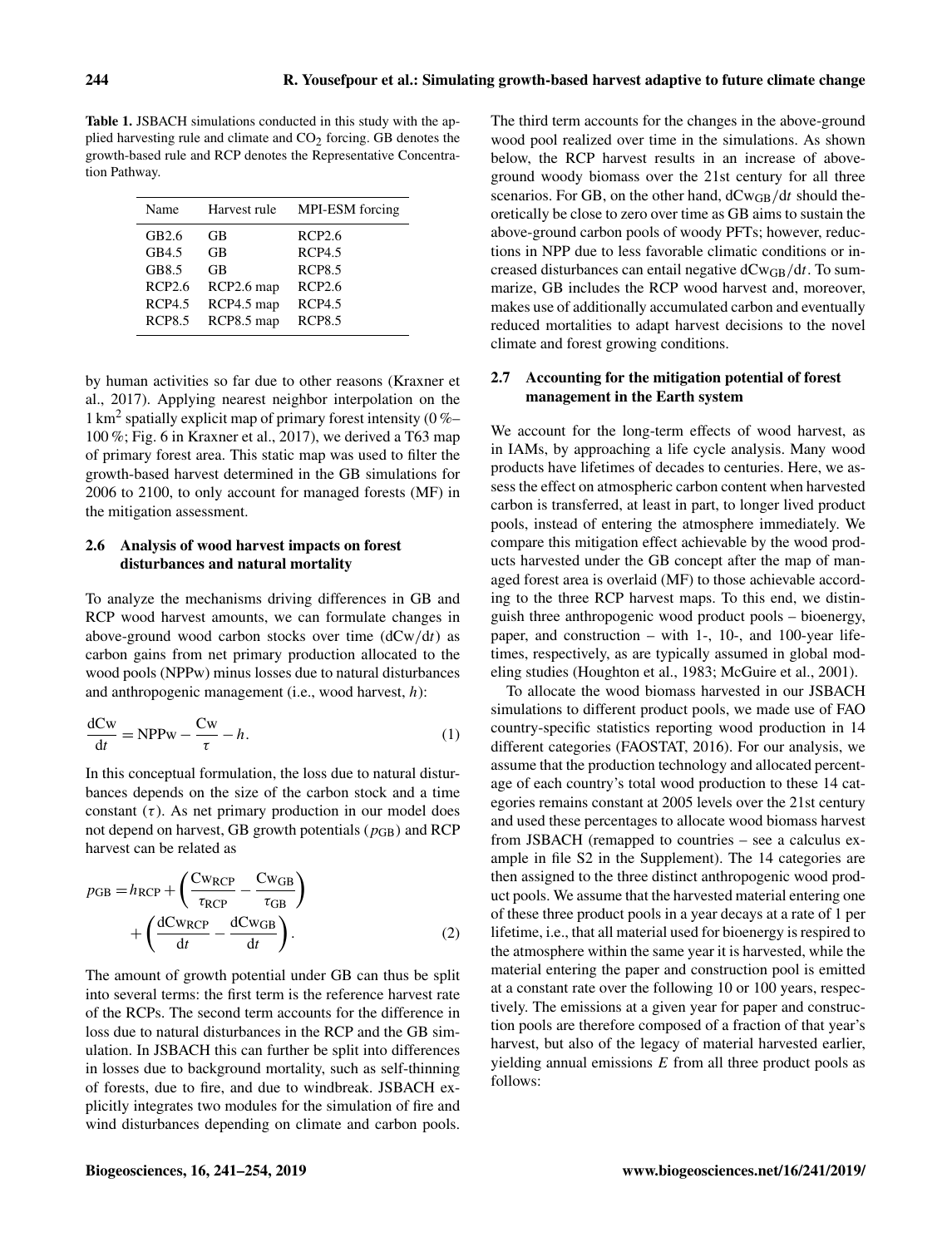**Table 1.** JSBACH simulations conducted in this study with the applied harvesting rule and climate and $CO_2$ forcing. GB denotes the growth-based rule and RCP denotes the Representative Concentration Pathway.

| Name | Harvest rule | MPI-ESM forcing |
|---|---|---|
| GB2.6 | GB | RCP2.6 |
| GB4.5 | GB | RCP4.5 |
| GB8.5 | GB | RCP8.5 |
| RCP2.6 | RCP2.6 map | RCP2.6 |
| RCP4.5 | RCP4.5 map | RCP4.5 |
| RCP8.5 | RCP8.5 map | RCP8.5 |

by human activities so far due to other reasons (Kraxner et al., 2017). Applying nearest neighbor interpolation on the 1 km$^2$ spatially explicit map of primary forest intensity (0 %–100 %; Fig. 6 in Kraxner et al., 2017), we derived a T63 map of primary forest area. This static map was used to filter the growth-based harvest determined in the GB simulations for 2006 to 2100, to only account for managed forests (MF) in the mitigation assessment.

## 2.6 Analysis of wood harvest impacts on forest disturbances and natural mortality

To analyze the mechanisms driving differences in GB and RCP wood harvest amounts, we can formulate changes in above-ground wood carbon stocks over time ($\mathrm{dCw}/\mathrm{d}t$) as carbon gains from net primary production allocated to the wood pools (NPPw) minus losses due to natural disturbances and anthropogenic management (i.e., wood harvest, $h$):

$$\frac{\mathrm{dCw}}{\mathrm{d}t} = \mathrm{NPPw} - \frac{\mathrm{Cw}}{\tau} - h. \tag{1}$$

In this conceptual formulation, the loss due to natural disturbances depends on the size of the carbon stock and a time constant ($\tau$). As net primary production in our model does not depend on harvest, GB growth potentials ($p_{\mathrm{GB}}$) and RCP harvest can be related as

$$p_{\mathrm{GB}} = h_{\mathrm{RCP}} + \left(\frac{\mathrm{Cw}_{\mathrm{RCP}}}{\tau_{\mathrm{RCP}}} - \frac{\mathrm{Cw}_{\mathrm{GB}}}{\tau_{\mathrm{GB}}}\right) + \left(\frac{\mathrm{dCw}_{\mathrm{RCP}}}{\mathrm{d}t} - \frac{\mathrm{dCw}_{\mathrm{GB}}}{\mathrm{d}t}\right). \tag{2}$$

The amount of growth potential under GB can thus be split into several terms: the first term is the reference harvest rate of the RCPs. The second term accounts for the difference in loss due to natural disturbances in the RCP and the GB simulation. In JSBACH this can further be split into differences in losses due to background mortality, such as self-thinning of forests, due to fire, and due to windbreak. JSBACH explicitly integrates two modules for the simulation of fire and wind disturbances depending on climate and carbon pools. The third term accounts for the changes in the above-ground wood pool realized over time in the simulations. As shown below, the RCP harvest results in an increase of above-ground woody biomass over the 21st century for all three scenarios. For GB, on the other hand, $\mathrm{dCw}_{\mathrm{GB}}/\mathrm{d}t$ should theoretically be close to zero over time as GB aims to sustain the above-ground carbon pools of woody PFTs; however, reductions in NPP due to less favorable climatic conditions or increased disturbances can entail negative $\mathrm{dCw}_{\mathrm{GB}}/\mathrm{d}t$. To summarize, GB includes the RCP wood harvest and, moreover, makes use of additionally accumulated carbon and eventually reduced mortalities to adapt harvest decisions to the novel climate and forest growing conditions.

## 2.7 Accounting for the mitigation potential of forest management in the Earth system

We account for the long-term effects of wood harvest, as in IAMs, by approaching a life cycle analysis. Many wood products have lifetimes of decades to centuries. Here, we assess the effect on atmospheric carbon content when harvested carbon is transferred, at least in part, to longer lived product pools, instead of entering the atmosphere immediately. We compare this mitigation effect achievable by the wood products harvested under the GB concept after the map of managed forest area is overlaid (MF) to those achievable according to the three RCP harvest maps. To this end, we distinguish three anthropogenic wood product pools – bioenergy, paper, and construction – with 1-, 10-, and 100-year lifetimes, respectively, as are typically assumed in global modeling studies (Houghton et al., 1983; McGuire et al., 2001).

To allocate the wood biomass harvested in our JSBACH simulations to different product pools, we made use of FAO country-specific statistics reporting wood production in 14 different categories (FAOSTAT, 2016). For our analysis, we assume that the production technology and allocated percentage of each country's total wood production to these 14 categories remains constant at 2005 levels over the 21st century and used these percentages to allocate wood biomass harvest from JSBACH (remapped to countries – see a calculus example in file S2 in the Supplement). The 14 categories are then assigned to the three distinct anthropogenic wood product pools. We assume that the harvested material entering one of these three product pools in a year decays at a rate of 1 per lifetime, i.e., that all material used for bioenergy is respired to the atmosphere within the same year it is harvested, while the material entering the paper and construction pool is emitted at a constant rate over the following 10 or 100 years, respectively. The emissions at a given year for paper and construction pools are therefore composed of a fraction of that year's harvest, but also of the legacy of material harvested earlier, yielding annual emissions $E$ from all three product pools as follows: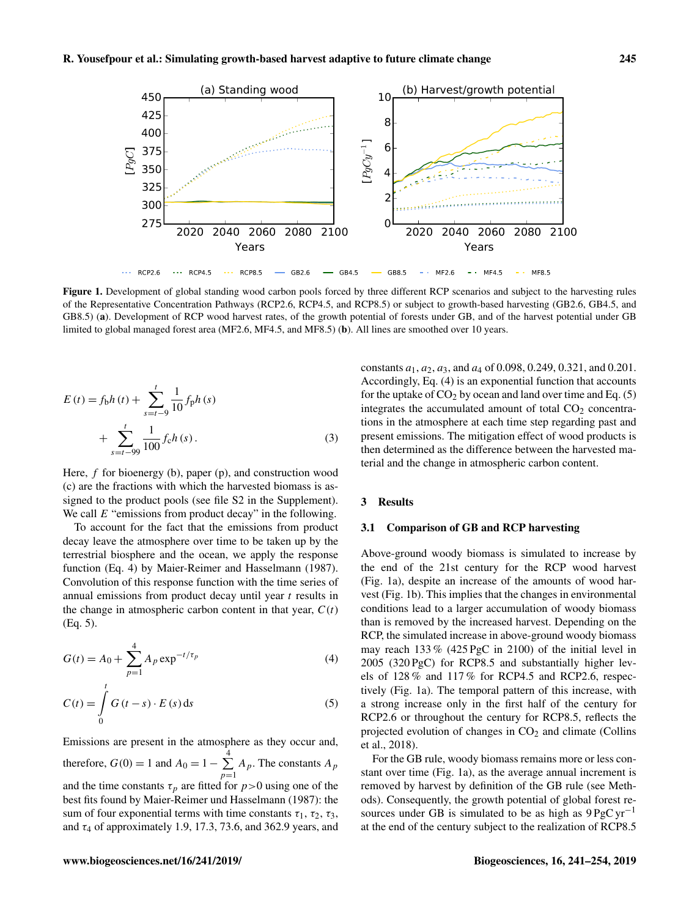Figure 1. Development of global standing wood carbon pools forced by three different RCP scenarios and subject to the harvesting rules of the Representative Concentration Pathways (RCP2.6, RCP4.5, and RCP8.5) or subject to growth-based harvesting (GB2.6, GB4.5, and GB8.5) (**a**). Development of RCP wood harvest rates, of the growth potential of forests under GB, and of the harvest potential under GB limited to global managed forest area (MF2.6, MF4.5, and MF8.5) (**b**). All lines are smoothed over 10 years.

$$E(t) = f_b h(t) + \sum_{s=t-9}^{t} \frac{1}{10} f_p h(s) + \sum_{s=t-99}^{t} \frac{1}{100} f_c h(s). \quad (3)$$

Here, $f$ for bioenergy (b), paper (p), and construction wood (c) are the fractions with which the harvested biomass is assigned to the product pools (see file S2 in the Supplement). We call $E$ "emissions from product decay" in the following.

To account for the fact that the emissions from product decay leave the atmosphere over time to be taken up by the terrestrial biosphere and the ocean, we apply the response function (Eq. 4) by Maier-Reimer and Hasselmann (1987). Convolution of this response function with the time series of annual emissions from product decay until year $t$ results in the change in atmospheric carbon content in that year, $C(t)$ (Eq. 5).

$$G(t) = A_0 + \sum_{p=1}^{4} A_p \exp^{-t/\tau_p} \quad (4)$$

$$C(t) = \int_0^t G(t-s) \cdot E(s)\,\mathrm{d}s \quad (5)$$

Emissions are present in the atmosphere as they occur and, therefore, $G(0) = 1$ and $A_0 = 1 - \sum_{p=1}^{4} A_p$. The constants $A_p$ and the time constants $\tau_p$ are fitted for $p>0$ using one of the best fits found by Maier-Reimer und Hasselmann (1987): the sum of four exponential terms with time constants $\tau_1$, $\tau_2$, $\tau_3$, and $\tau_4$ of approximately 1.9, 17.3, 73.6, and 362.9 years, and constants $a_1$, $a_2$, $a_3$, and $a_4$ of 0.098, 0.249, 0.321, and 0.201. Accordingly, Eq. (4) is an exponential function that accounts for the uptake of $CO_2$ by ocean and land over time and Eq. (5) integrates the accumulated amount of total $CO_2$ concentrations in the atmosphere at each time step regarding past and present emissions. The mitigation effect of wood products is then determined as the difference between the harvested material and the change in atmospheric carbon content.

## 3 Results

### 3.1 Comparison of GB and RCP harvesting

Above-ground woody biomass is simulated to increase by the end of the 21st century for the RCP wood harvest (Fig. 1a), despite an increase of the amounts of wood harvest (Fig. 1b). This implies that the changes in environmental conditions lead to a larger accumulation of woody biomass than is removed by the increased harvest. Depending on the RCP, the simulated increase in above-ground woody biomass may reach 133 % (425 PgC in 2100) of the initial level in 2005 (320 PgC) for RCP8.5 and substantially higher levels of 128 % and 117 % for RCP4.5 and RCP2.6, respectively (Fig. 1a). The temporal pattern of this increase, with a strong increase only in the first half of the century for RCP2.6 or throughout the century for RCP8.5, reflects the projected evolution of changes in $CO_2$ and climate (Collins et al., 2018).

For the GB rule, woody biomass remains more or less constant over time (Fig. 1a), as the average annual increment is removed by harvest by definition of the GB rule (see Methods). Consequently, the growth potential of global forest resources under GB is simulated to be as high as $9\,\mathrm{PgC\,yr^{-1}}$ at the end of the century subject to the realization of RCP8.5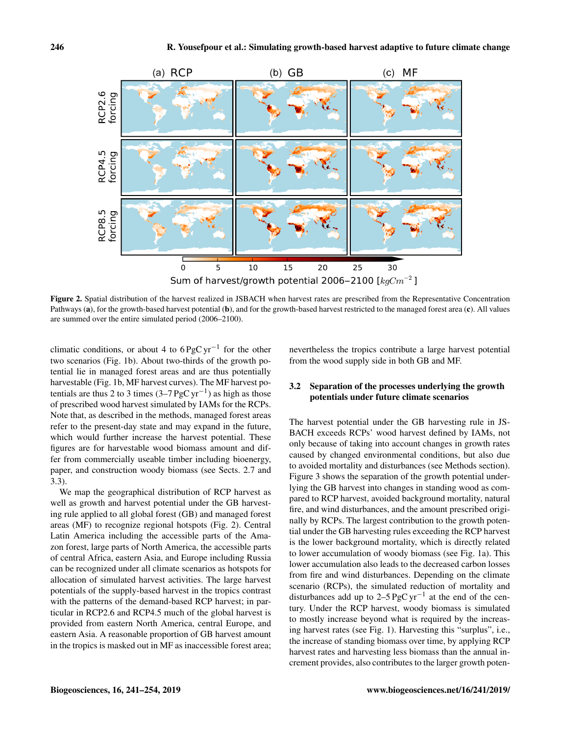**Figure 2.** Spatial distribution of the harvest realized in JSBACH when harvest rates are prescribed from the Representative Concentration Pathways (**a**), for the growth-based harvest potential (**b**), and for the growth-based harvest restricted to the managed forest area (**c**). All values are summed over the entire simulated period (2006–2100).

climatic conditions, or about 4 to 6 $\mathrm{PgC\,yr^{-1}}$ for the other two scenarios (Fig. 1b). About two-thirds of the growth potential lie in managed forest areas and are thus potentially harvestable (Fig. 1b, MF harvest curves). The MF harvest potentials are thus 2 to 3 times (3–7 $\mathrm{PgC\,yr^{-1}}$) as high as those of prescribed wood harvest simulated by IAMs for the RCPs. Note that, as described in the methods, managed forest areas refer to the present-day state and may expand in the future, which would further increase the harvest potential. These figures are for harvestable wood biomass amount and differ from commercially useable timber including bioenergy, paper, and construction woody biomass (see Sects. 2.7 and 3.3).

We map the geographical distribution of RCP harvest as well as growth and harvest potential under the GB harvesting rule applied to all global forest (GB) and managed forest areas (MF) to recognize regional hotspots (Fig. 2). Central Latin America including the accessible parts of the Amazon forest, large parts of North America, the accessible parts of central Africa, eastern Asia, and Europe including Russia can be recognized under all climate scenarios as hotspots for allocation of simulated harvest activities. The large harvest potentials of the supply-based harvest in the tropics contrast with the patterns of the demand-based RCP harvest; in particular in RCP2.6 and RCP4.5 much of the global harvest is provided from eastern North America, central Europe, and eastern Asia. A reasonable proportion of GB harvest amount in the tropics is masked out in MF as inaccessible forest area; nevertheless the tropics contribute a large harvest potential from the wood supply side in both GB and MF.

### 3.2 Separation of the processes underlying the growth potentials under future climate scenarios

The harvest potential under the GB harvesting rule in JSBACH exceeds RCPs' wood harvest defined by IAMs, not only because of taking into account changes in growth rates caused by changed environmental conditions, but also due to avoided mortality and disturbances (see Methods section). Figure 3 shows the separation of the growth potential underlying the GB harvest into changes in standing wood as compared to RCP harvest, avoided background mortality, natural fire, and wind disturbances, and the amount prescribed originally by RCPs. The largest contribution to the growth potential under the GB harvesting rules exceeding the RCP harvest is the lower background mortality, which is directly related to lower accumulation of woody biomass (see Fig. 1a). This lower accumulation also leads to the decreased carbon losses from fire and wind disturbances. Depending on the climate scenario (RCPs), the simulated reduction of mortality and disturbances add up to 2–5 $\mathrm{PgC\,yr^{-1}}$ at the end of the century. Under the RCP harvest, woody biomass is simulated to mostly increase beyond what is required by the increasing harvest rates (see Fig. 1). Harvesting this "surplus", i.e., the increase of standing biomass over time, by applying RCP harvest rates and harvesting less biomass than the annual increment provides, also contributes to the larger growth poten-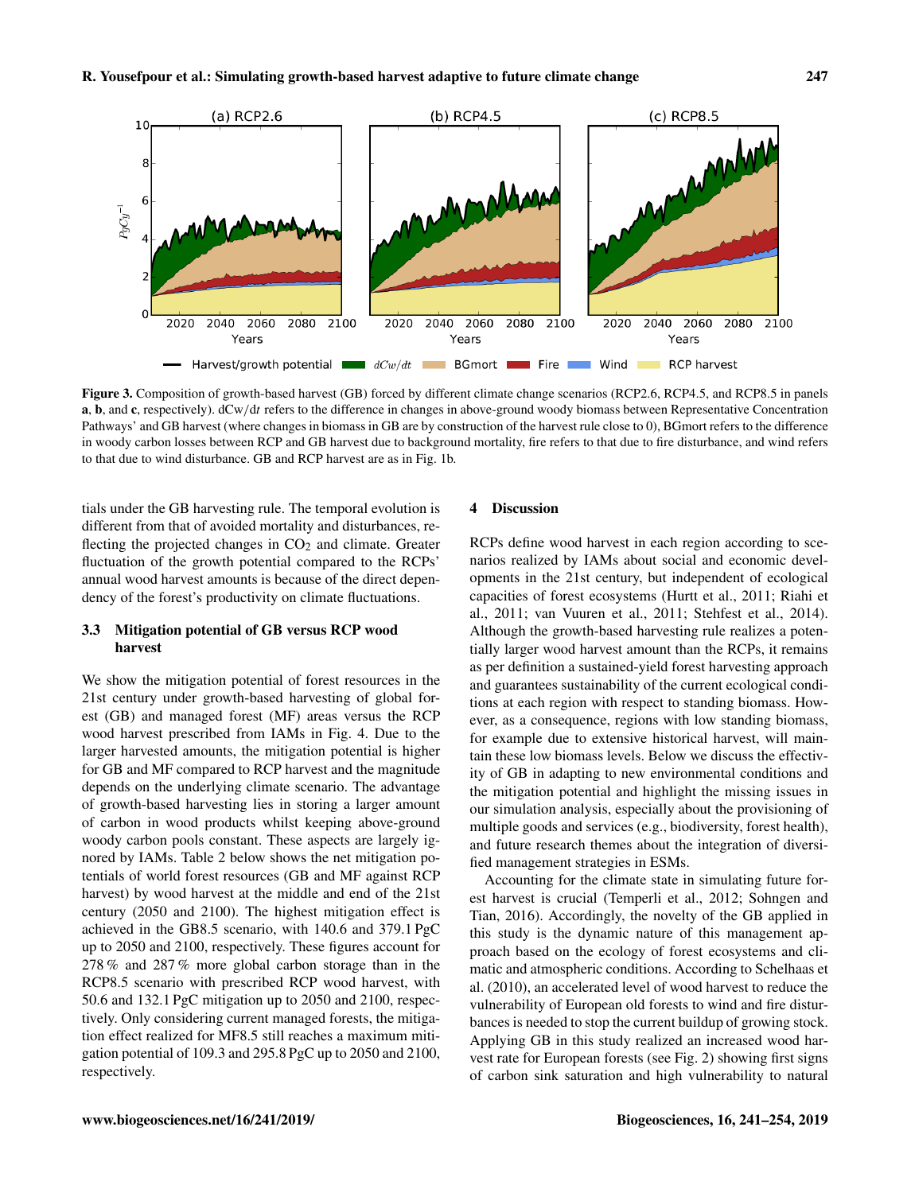Figure 3. Composition of growth-based harvest (GB) forced by different climate change scenarios (RCP2.6, RCP4.5, and RCP8.5 in panels **a**, **b**, and **c**, respectively). dCw/dt refers to the difference in changes in above-ground woody biomass between Representative Concentration Pathways' and GB harvest (where changes in biomass in GB are by construction of the harvest rule close to 0), BGmort refers to the difference in woody carbon losses between RCP and GB harvest due to background mortality, fire refers to that due to fire disturbance, and wind refers to that due to wind disturbance. GB and RCP harvest are as in Fig. 1b.

tials under the GB harvesting rule. The temporal evolution is different from that of avoided mortality and disturbances, reflecting the projected changes in $CO_2$ and climate. Greater fluctuation of the growth potential compared to the RCPs' annual wood harvest amounts is because of the direct dependency of the forest's productivity on climate fluctuations.

### 3.3 Mitigation potential of GB versus RCP wood harvest

We show the mitigation potential of forest resources in the 21st century under growth-based harvesting of global forest (GB) and managed forest (MF) areas versus the RCP wood harvest prescribed from IAMs in Fig. 4. Due to the larger harvested amounts, the mitigation potential is higher for GB and MF compared to RCP harvest and the magnitude depends on the underlying climate scenario. The advantage of growth-based harvesting lies in storing a larger amount of carbon in wood products whilst keeping above-ground woody carbon pools constant. These aspects are largely ignored by IAMs. Table 2 below shows the net mitigation potentials of world forest resources (GB and MF against RCP harvest) by wood harvest at the middle and end of the 21st century (2050 and 2100). The highest mitigation effect is achieved in the GB8.5 scenario, with 140.6 and 379.1 PgC up to 2050 and 2100, respectively. These figures account for 278 % and 287 % more global carbon storage than in the RCP8.5 scenario with prescribed RCP wood harvest, with 50.6 and 132.1 PgC mitigation up to 2050 and 2100, respectively. Only considering current managed forests, the mitigation effect realized for MF8.5 still reaches a maximum mitigation potential of 109.3 and 295.8 PgC up to 2050 and 2100, respectively.

## 4 Discussion

RCPs define wood harvest in each region according to scenarios realized by IAMs about social and economic developments in the 21st century, but independent of ecological capacities of forest ecosystems (Hurtt et al., 2011; Riahi et al., 2011; van Vuuren et al., 2011; Stehfest et al., 2014). Although the growth-based harvesting rule realizes a potentially larger wood harvest amount than the RCPs, it remains as per definition a sustained-yield forest harvesting approach and guarantees sustainability of the current ecological conditions at each region with respect to standing biomass. However, as a consequence, regions with low standing biomass, for example due to extensive historical harvest, will maintain these low biomass levels. Below we discuss the effectivity of GB in adapting to new environmental conditions and the mitigation potential and highlight the missing issues in our simulation analysis, especially about the provisioning of multiple goods and services (e.g., biodiversity, forest health), and future research themes about the integration of diversified management strategies in ESMs.

Accounting for the climate state in simulating future forest harvest is crucial (Temperli et al., 2012; Sohngen and Tian, 2016). Accordingly, the novelty of the GB applied in this study is the dynamic nature of this management approach based on the ecology of forest ecosystems and climatic and atmospheric conditions. According to Schelhaas et al. (2010), an accelerated level of wood harvest to reduce the vulnerability of European old forests to wind and fire disturbances is needed to stop the current buildup of growing stock. Applying GB in this study realized an increased wood harvest rate for European forests (see Fig. 2) showing first signs of carbon sink saturation and high vulnerability to natural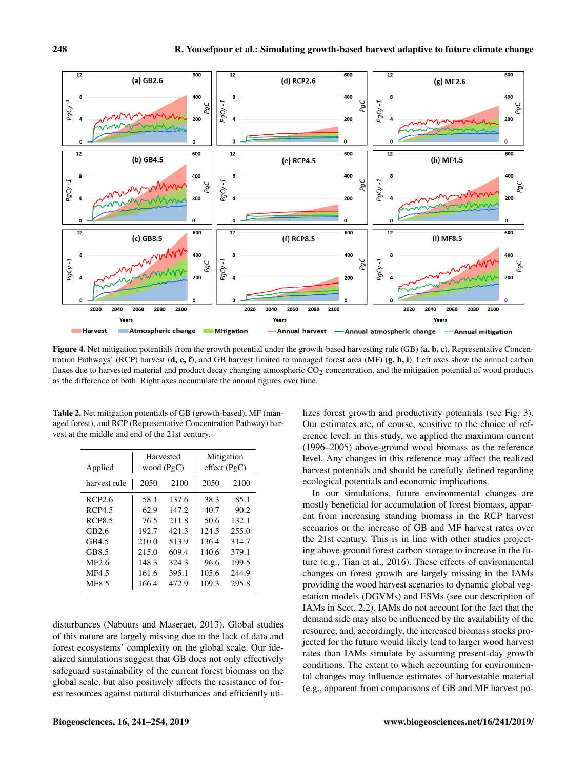**Figure 4.** Net mitigation potentials from the growth potential under the growth-based harvesting rule (GB) (**a, b, c**), Representative Concentration Pathways' (RCP) harvest (**d, e, f**), and GB harvest limited to managed forest area (MF) (**g, h, i**). Left axes show the annual carbon fluxes due to harvested material and product decay changing atmospheric $CO_2$ concentration, and the mitigation potential of wood products as the difference of both. Right axes accumulate the annual figures over time.

**Table 2.** Net mitigation potentials of GB (growth-based), MF (managed forest), and RCP (Representative Concentration Pathway) harvest at the middle and end of the 21st century.

| Applied | Harvested wood (PgC) | | Mitigation effect (PgC) | |
|---|---|---|---|---|
| harvest rule | 2050 | 2100 | 2050 | 2100 |
| RCP2.6 | 58.1 | 137.6 | 38.3 | 85.1 |
| RCP4.5 | 62.9 | 147.2 | 40.7 | 90.2 |
| RCP8.5 | 76.5 | 211.8 | 50.6 | 132.1 |
| GB2.6 | 192.7 | 421.3 | 124.5 | 255.0 |
| GB4.5 | 210.0 | 513.9 | 136.4 | 314.7 |
| GB8.5 | 215.0 | 609.4 | 140.6 | 379.1 |
| MF2.6 | 148.3 | 324.3 | 96.6 | 199.5 |
| MF4.5 | 161.6 | 395.1 | 105.6 | 244.9 |
| MF8.5 | 166.4 | 472.9 | 109.3 | 295.8 |

disturbances (Nabuurs and Maseraet, 2013). Global studies of this nature are largely missing due to the lack of data and forest ecosystems' complexity on the global scale. Our idealized simulations suggest that GB does not only effectively safeguard sustainability of the current forest biomass on the global scale, but also positively affects the resistance of forest resources against natural disturbances and efficiently utilizes forest growth and productivity potentials (see Fig. 3). Our estimates are, of course, sensitive to the choice of reference level: in this study, we applied the maximum current (1996–2005) above-ground wood biomass as the reference level. Any changes in this reference may affect the realized harvest potentials and should be carefully defined regarding ecological potentials and economic implications.

In our simulations, future environmental changes are mostly beneficial for accumulation of forest biomass, apparent from increasing standing biomass in the RCP harvest scenarios or the increase of GB and MF harvest rates over the 21st century. This is in line with other studies projecting above-ground forest carbon storage to increase in the future (e.g., Tian et al., 2016). These effects of environmental changes on forest growth are largely missing in the IAMs providing the wood harvest scenarios to dynamic global vegetation models (DGVMs) and ESMs (see our description of IAMs in Sect. 2.2). IAMs do not account for the fact that the demand side may also be influenced by the availability of the resource, and, accordingly, the increased biomass stocks projected for the future would likely lead to larger wood harvest rates than IAMs simulate by assuming present-day growth conditions. The extent to which accounting for environmental changes may influence estimates of harvestable material (e.g., apparent from comparisons of GB and MF harvest po-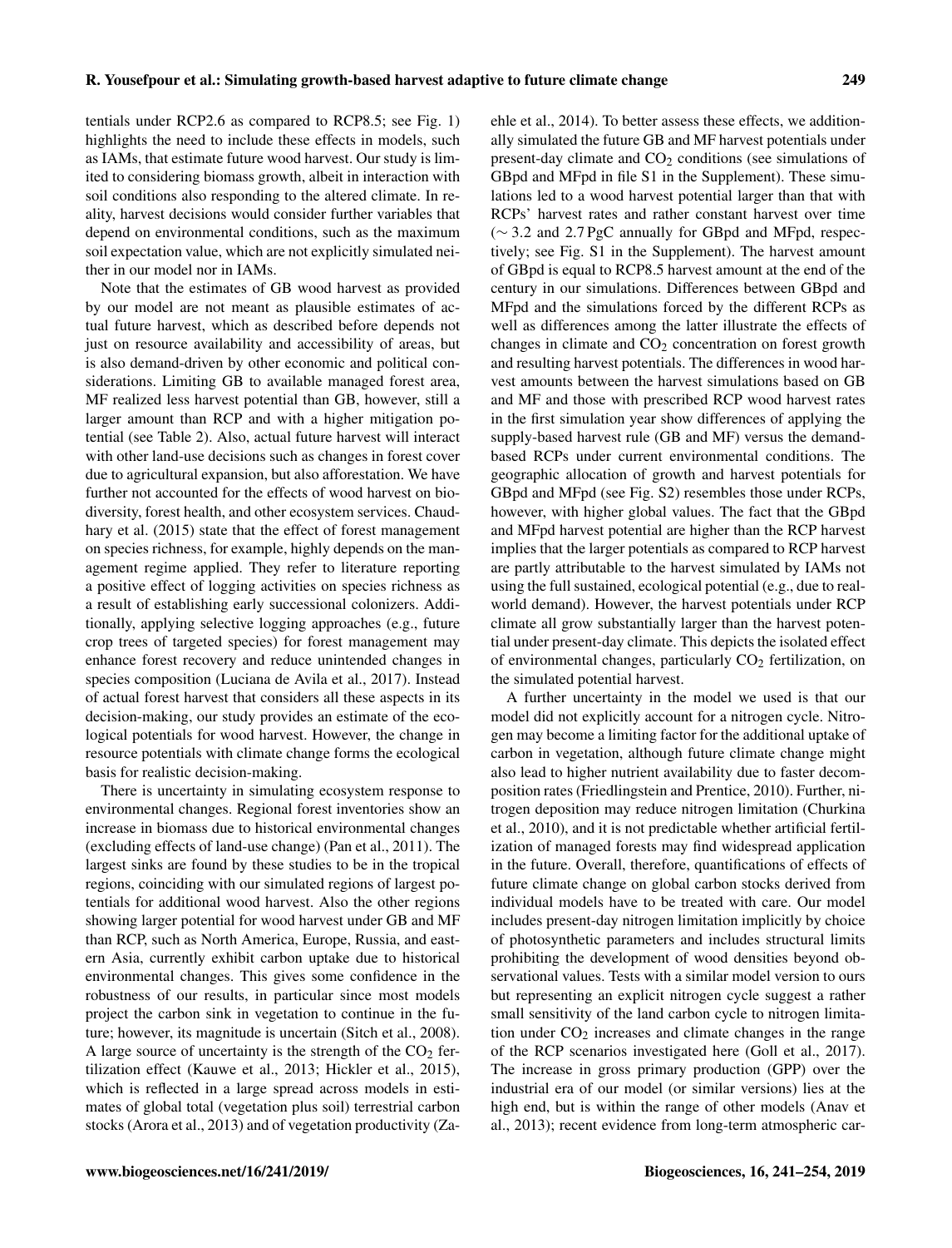tentials under RCP2.6 as compared to RCP8.5; see Fig. 1) highlights the need to include these effects in models, such as IAMs, that estimate future wood harvest. Our study is limited to considering biomass growth, albeit in interaction with soil conditions also responding to the altered climate. In reality, harvest decisions would consider further variables that depend on environmental conditions, such as the maximum soil expectation value, which are not explicitly simulated neither in our model nor in IAMs.

Note that the estimates of GB wood harvest as provided by our model are not meant as plausible estimates of actual future harvest, which as described before depends not just on resource availability and accessibility of areas, but is also demand-driven by other economic and political considerations. Limiting GB to available managed forest area, MF realized less harvest potential than GB, however, still a larger amount than RCP and with a higher mitigation potential (see Table 2). Also, actual future harvest will interact with other land-use decisions such as changes in forest cover due to agricultural expansion, but also afforestation. We have further not accounted for the effects of wood harvest on biodiversity, forest health, and other ecosystem services. Chaudhary et al. (2015) state that the effect of forest management on species richness, for example, highly depends on the management regime applied. They refer to literature reporting a positive effect of logging activities on species richness as a result of establishing early successional colonizers. Additionally, applying selective logging approaches (e.g., future crop trees of targeted species) for forest management may enhance forest recovery and reduce unintended changes in species composition (Luciana de Avila et al., 2017). Instead of actual forest harvest that considers all these aspects in its decision-making, our study provides an estimate of the ecological potentials for wood harvest. However, the change in resource potentials with climate change forms the ecological basis for realistic decision-making.

There is uncertainty in simulating ecosystem response to environmental changes. Regional forest inventories show an increase in biomass due to historical environmental changes (excluding effects of land-use change) (Pan et al., 2011). The largest sinks are found by these studies to be in the tropical regions, coinciding with our simulated regions of largest potentials for additional wood harvest. Also the other regions showing larger potential for wood harvest under GB and MF than RCP, such as North America, Europe, Russia, and eastern Asia, currently exhibit carbon uptake due to historical environmental changes. This gives some confidence in the robustness of our results, in particular since most models project the carbon sink in vegetation to continue in the future; however, its magnitude is uncertain (Sitch et al., 2008). A large source of uncertainty is the strength of the $CO_2$ fertilization effect (Kauwe et al., 2013; Hickler et al., 2015), which is reflected in a large spread across models in estimates of global total (vegetation plus soil) terrestrial carbon stocks (Arora et al., 2013) and of vegetation productivity (Zaehle et al., 2014). To better assess these effects, we additionally simulated the future GB and MF harvest potentials under present-day climate and $CO_2$ conditions (see simulations of GBpd and MFpd in file S1 in the Supplement). These simulations led to a wood harvest potential larger than that with RCPs' harvest rates and rather constant harvest over time ($\sim 3.2$ and 2.7 PgC annually for GBpd and MFpd, respectively; see Fig. S1 in the Supplement). The harvest amount of GBpd is equal to RCP8.5 harvest amount at the end of the century in our simulations. Differences between GBpd and MFpd and the simulations forced by the different RCPs as well as differences among the latter illustrate the effects of changes in climate and $CO_2$ concentration on forest growth and resulting harvest potentials. The differences in wood harvest amounts between the harvest simulations based on GB and MF and those with prescribed RCP wood harvest rates in the first simulation year show differences of applying the supply-based harvest rule (GB and MF) versus the demand-based RCPs under current environmental conditions. The geographic allocation of growth and harvest potentials for GBpd and MFpd (see Fig. S2) resembles those under RCPs, however, with higher global values. The fact that the GBpd and MFpd harvest potential are higher than the RCP harvest implies that the larger potentials as compared to RCP harvest are partly attributable to the harvest simulated by IAMs not using the full sustained, ecological potential (e.g., due to real-world demand). However, the harvest potentials under RCP climate all grow substantially larger than the harvest potential under present-day climate. This depicts the isolated effect of environmental changes, particularly $CO_2$ fertilization, on the simulated potential harvest.

A further uncertainty in the model we used is that our model did not explicitly account for a nitrogen cycle. Nitrogen may become a limiting factor for the additional uptake of carbon in vegetation, although future climate change might also lead to higher nutrient availability due to faster decomposition rates (Friedlingstein and Prentice, 2010). Further, nitrogen deposition may reduce nitrogen limitation (Churkina et al., 2010), and it is not predictable whether artificial fertilization of managed forests may find widespread application in the future. Overall, therefore, quantifications of effects of future climate change on global carbon stocks derived from individual models have to be treated with care. Our model includes present-day nitrogen limitation implicitly by choice of photosynthetic parameters and includes structural limits prohibiting the development of wood densities beyond observational values. Tests with a similar model version to ours but representing an explicit nitrogen cycle suggest a rather small sensitivity of the land carbon cycle to nitrogen limitation under $CO_2$ increases and climate changes in the range of the RCP scenarios investigated here (Goll et al., 2017). The increase in gross primary production (GPP) over the industrial era of our model (or similar versions) lies at the high end, but is within the range of other models (Anav et al., 2013); recent evidence from long-term atmospheric car-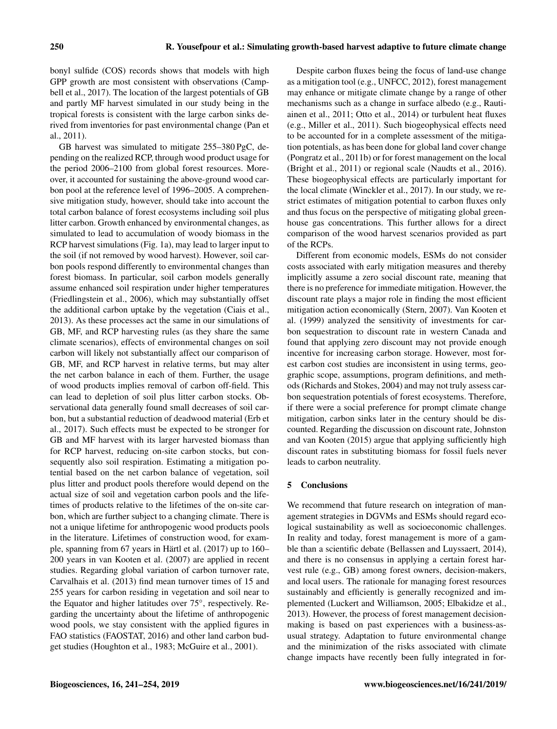bonyl sulfide (COS) records shows that models with high GPP growth are most consistent with observations (Campbell et al., 2017). The location of the largest potentials of GB and partly MF harvest simulated in our study being in the tropical forests is consistent with the large carbon sinks derived from inventories for past environmental change (Pan et al., 2011).

GB harvest was simulated to mitigate 255–380 PgC, depending on the realized RCP, through wood product usage for the period 2006–2100 from global forest resources. Moreover, it accounted for sustaining the above-ground wood carbon pool at the reference level of 1996–2005. A comprehensive mitigation study, however, should take into account the total carbon balance of forest ecosystems including soil plus litter carbon. Growth enhanced by environmental changes, as simulated to lead to accumulation of woody biomass in the RCP harvest simulations (Fig. 1a), may lead to larger input to the soil (if not removed by wood harvest). However, soil carbon pools respond differently to environmental changes than forest biomass. In particular, soil carbon models generally assume enhanced soil respiration under higher temperatures (Friedlingstein et al., 2006), which may substantially offset the additional carbon uptake by the vegetation (Ciais et al., 2013). As these processes act the same in our simulations of GB, MF, and RCP harvesting rules (as they share the same climate scenarios), effects of environmental changes on soil carbon will likely not substantially affect our comparison of GB, MF, and RCP harvest in relative terms, but may alter the net carbon balance in each of them. Further, the usage of wood products implies removal of carbon off-field. This can lead to depletion of soil plus litter carbon stocks. Observational data generally found small decreases of soil carbon, but a substantial reduction of deadwood material (Erb et al., 2017). Such effects must be expected to be stronger for GB and MF harvest with its larger harvested biomass than for RCP harvest, reducing on-site carbon stocks, but consequently also soil respiration. Estimating a mitigation potential based on the net carbon balance of vegetation, soil plus litter and product pools therefore would depend on the actual size of soil and vegetation carbon pools and the lifetimes of products relative to the lifetimes of the on-site carbon, which are further subject to a changing climate. There is not a unique lifetime for anthropogenic wood products pools in the literature. Lifetimes of construction wood, for example, spanning from 67 years in Härtl et al. (2017) up to 160–200 years in van Kooten et al. (2007) are applied in recent studies. Regarding global variation of carbon turnover rate, Carvalhais et al. (2013) find mean turnover times of 15 and 255 years for carbon residing in vegetation and soil near to the Equator and higher latitudes over 75°, respectively. Regarding the uncertainty about the lifetime of anthropogenic wood pools, we stay consistent with the applied figures in FAO statistics (FAOSTAT, 2016) and other land carbon budget studies (Houghton et al., 1983; McGuire et al., 2001).

Despite carbon fluxes being the focus of land-use change as a mitigation tool (e.g., UNFCC, 2012), forest management may enhance or mitigate climate change by a range of other mechanisms such as a change in surface albedo (e.g., Rautiainen et al., 2011; Otto et al., 2014) or turbulent heat fluxes (e.g., Miller et al., 2011). Such biogeophysical effects need to be accounted for in a complete assessment of the mitigation potentials, as has been done for global land cover change (Pongratz et al., 2011b) or for forest management on the local (Bright et al., 2011) or regional scale (Naudts et al., 2016). These biogeophysical effects are particularly important for the local climate (Winckler et al., 2017). In our study, we restrict estimates of mitigation potential to carbon fluxes only and thus focus on the perspective of mitigating global greenhouse gas concentrations. This further allows for a direct comparison of the wood harvest scenarios provided as part of the RCPs.

Different from economic models, ESMs do not consider costs associated with early mitigation measures and thereby implicitly assume a zero social discount rate, meaning that there is no preference for immediate mitigation. However, the discount rate plays a major role in finding the most efficient mitigation action economically (Stern, 2007). Van Kooten et al. (1999) analyzed the sensitivity of investments for carbon sequestration to discount rate in western Canada and found that applying zero discount may not provide enough incentive for increasing carbon storage. However, most forest carbon cost studies are inconsistent in using terms, geographic scope, assumptions, program definitions, and methods (Richards and Stokes, 2004) and may not truly assess carbon sequestration potentials of forest ecosystems. Therefore, if there were a social preference for prompt climate change mitigation, carbon sinks later in the century should be discounted. Regarding the discussion on discount rate, Johnston and van Kooten (2015) argue that applying sufficiently high discount rates in substituting biomass for fossil fuels never leads to carbon neutrality.

## 5 Conclusions

We recommend that future research on integration of management strategies in DGVMs and ESMs should regard ecological sustainability as well as socioeconomic challenges. In reality and today, forest management is more of a gamble than a scientific debate (Bellassen and Luyssaert, 2014), and there is no consensus in applying a certain forest harvest rule (e.g., GB) among forest owners, decision-makers, and local users. The rationale for managing forest resources sustainably and efficiently is generally recognized and implemented (Luckert and Williamson, 2005; Elbakidze et al., 2013). However, the process of forest management decision-making is based on past experiences with a business-as-usual strategy. Adaptation to future environmental change and the minimization of the risks associated with climate change impacts have recently been fully integrated in for-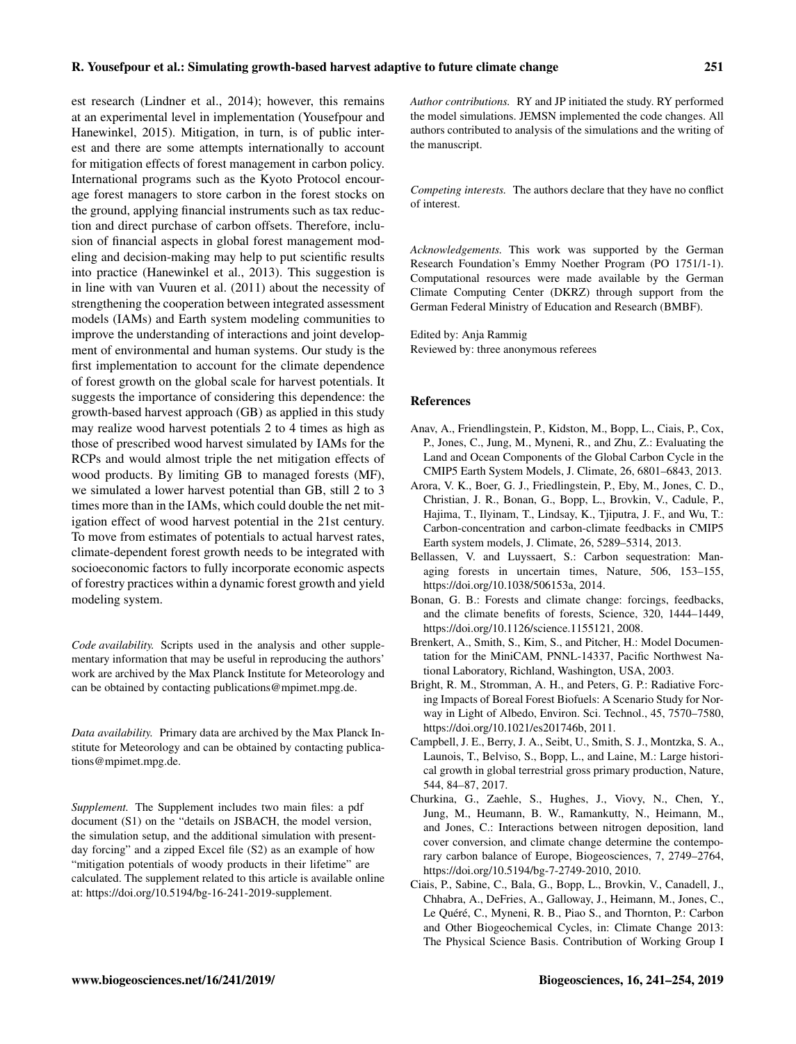est research (Lindner et al., 2014); however, this remains at an experimental level in implementation (Yousefpour and Hanewinkel, 2015). Mitigation, in turn, is of public interest and there are some attempts internationally to account for mitigation effects of forest management in carbon policy. International programs such as the Kyoto Protocol encourage forest managers to store carbon in the forest stocks on the ground, applying financial instruments such as tax reduction and direct purchase of carbon offsets. Therefore, inclusion of financial aspects in global forest management modeling and decision-making may help to put scientific results into practice (Hanewinkel et al., 2013). This suggestion is in line with van Vuuren et al. (2011) about the necessity of strengthening the cooperation between integrated assessment models (IAMs) and Earth system modeling communities to improve the understanding of interactions and joint development of environmental and human systems. Our study is the first implementation to account for the climate dependence of forest growth on the global scale for harvest potentials. It suggests the importance of considering this dependence: the growth-based harvest approach (GB) as applied in this study may realize wood harvest potentials 2 to 4 times as high as those of prescribed wood harvest simulated by IAMs for the RCPs and would almost triple the net mitigation effects of wood products. By limiting GB to managed forests (MF), we simulated a lower harvest potential than GB, still 2 to 3 times more than in the IAMs, which could double the net mitigation effect of wood harvest potential in the 21st century. To move from estimates of potentials to actual harvest rates, climate-dependent forest growth needs to be integrated with socioeconomic factors to fully incorporate economic aspects of forestry practices within a dynamic forest growth and yield modeling system.

*Code availability.* Scripts used in the analysis and other supplementary information that may be useful in reproducing the authors' work are archived by the Max Planck Institute for Meteorology and can be obtained by contacting publications@mpimet.mpg.de.

*Data availability.* Primary data are archived by the Max Planck Institute for Meteorology and can be obtained by contacting publications@mpimet.mpg.de.

*Supplement.* The Supplement includes two main files: a pdf document (S1) on the "details on JSBACH, the model version, the simulation setup, and the additional simulation with present-day forcing" and a zipped Excel file (S2) as an example of how "mitigation potentials of woody products in their lifetime" are calculated. The supplement related to this article is available online at: https://doi.org/10.5194/bg-16-241-2019-supplement.

*Author contributions.* RY and JP initiated the study. RY performed the model simulations. JEMSN implemented the code changes. All authors contributed to analysis of the simulations and the writing of the manuscript.

*Competing interests.* The authors declare that they have no conflict of interest.

*Acknowledgements.* This work was supported by the German Research Foundation's Emmy Noether Program (PO 1751/1-1). Computational resources were made available by the German Climate Computing Center (DKRZ) through support from the German Federal Ministry of Education and Research (BMBF).

Edited by: Anja Rammig
Reviewed by: three anonymous referees

## References

Anav, A., Friendlingstein, P., Kidston, M., Bopp, L., Ciais, P., Cox, P., Jones, C., Jung, M., Myneni, R., and Zhu, Z.: Evaluating the Land and Ocean Components of the Global Carbon Cycle in the CMIP5 Earth System Models, J. Climate, 26, 6801–6843, 2013.

Arora, V. K., Boer, G. J., Friedlingstein, P., Eby, M., Jones, C. D., Christian, J. R., Bonan, G., Bopp, L., Brovkin, V., Cadule, P., Hajima, T., Ilyinam, T., Lindsay, K., Tjiputra, J. F., and Wu, T.: Carbon-concentration and carbon-climate feedbacks in CMIP5 Earth system models, J. Climate, 26, 5289–5314, 2013.

Bellassen, V. and Luyssaert, S.: Carbon sequestration: Managing forests in uncertain times, Nature, 506, 153–155, https://doi.org/10.1038/506153a, 2014.

Bonan, G. B.: Forests and climate change: forcings, feedbacks, and the climate benefits of forests, Science, 320, 1444–1449, https://doi.org/10.1126/science.1155121, 2008.

Brenkert, A., Smith, S., Kim, S., and Pitcher, H.: Model Documentation for the MiniCAM, PNNL-14337, Pacific Northwest National Laboratory, Richland, Washington, USA, 2003.

Bright, R. M., Stromman, A. H., and Peters, G. P.: Radiative Forcing Impacts of Boreal Forest Biofuels: A Scenario Study for Norway in Light of Albedo, Environ. Sci. Technol., 45, 7570–7580, https://doi.org/10.1021/es201746b, 2011.

Campbell, J. E., Berry, J. A., Seibt, U., Smith, S. J., Montzka, S. A., Launois, T., Belviso, S., Bopp, L., and Laine, M.: Large historical growth in global terrestrial gross primary production, Nature, 544, 84–87, 2017.

Churkina, G., Zaehle, S., Hughes, J., Viovy, N., Chen, Y., Jung, M., Heumann, B. W., Ramankutty, N., Heimann, M., and Jones, C.: Interactions between nitrogen deposition, land cover conversion, and climate change determine the contemporary carbon balance of Europe, Biogeosciences, 7, 2749–2764, https://doi.org/10.5194/bg-7-2749-2010, 2010.

Ciais, P., Sabine, C., Bala, G., Bopp, L., Brovkin, V., Canadell, J., Chhabra, A., DeFries, A., Galloway, J., Heimann, M., Jones, C., Le Quéré, C., Myneni, R. B., Piao S., and Thornton, P.: Carbon and Other Biogeochemical Cycles, in: Climate Change 2013: The Physical Science Basis. Contribution of Working Group I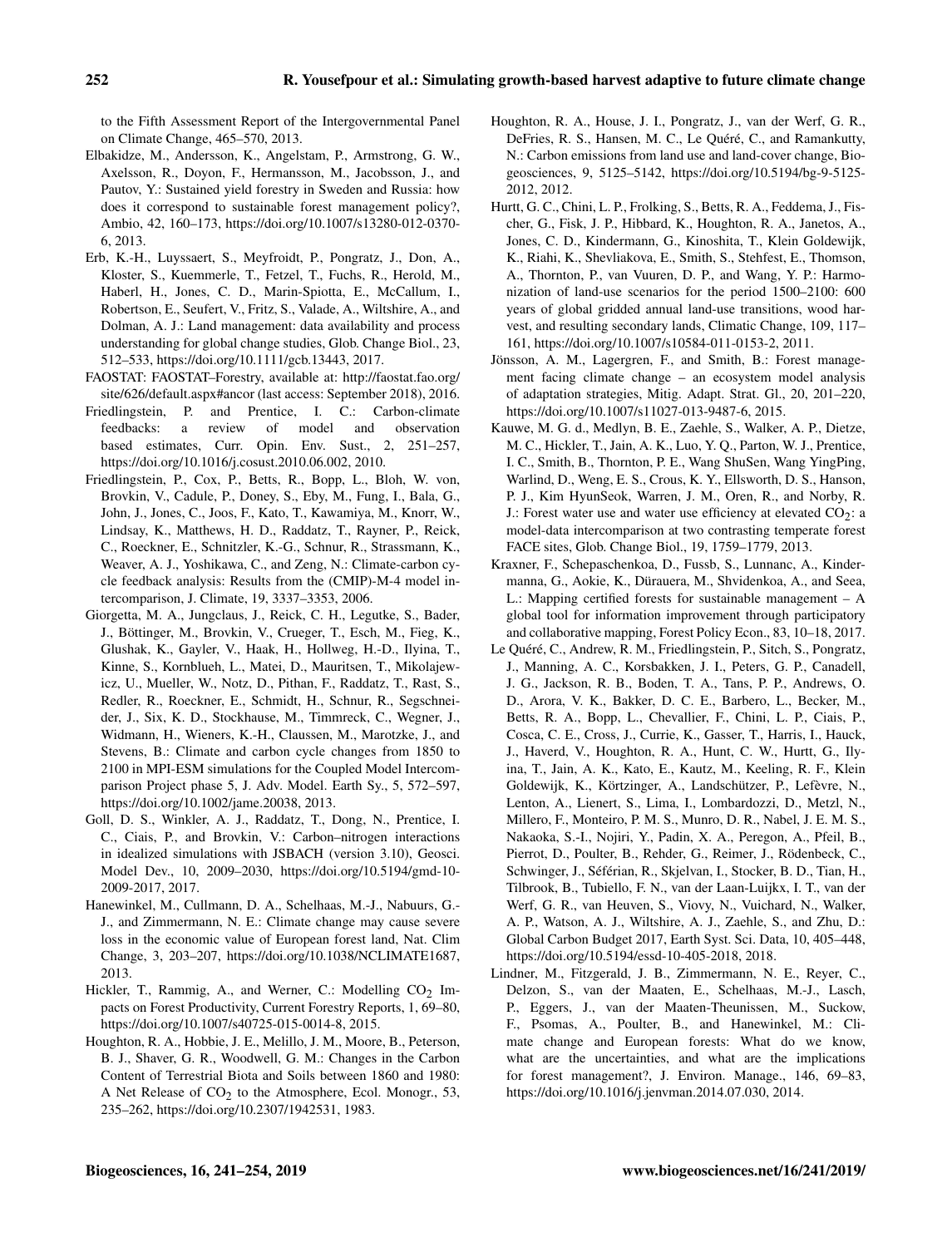to the Fifth Assessment Report of the Intergovernmental Panel on Climate Change, 465–570, 2013.

Elbakidze, M., Andersson, K., Angelstam, P., Armstrong, G. W., Axelsson, R., Doyon, F., Hermansson, M., Jacobsson, J., and Pautov, Y.: Sustained yield forestry in Sweden and Russia: how does it correspond to sustainable forest management policy?, Ambio, 42, 160–173, https://doi.org/10.1007/s13280-012-0370-6, 2013.

Erb, K.-H., Luyssaert, S., Meyfroidt, P., Pongratz, J., Don, A., Kloster, S., Kuemmerle, T., Fetzel, T., Fuchs, R., Herold, M., Haberl, H., Jones, C. D., Marin-Spiotta, E., McCallum, I., Robertson, E., Seufert, V., Fritz, S., Valade, A., Wiltshire, A., and Dolman, A. J.: Land management: data availability and process understanding for global change studies, Glob. Change Biol., 23, 512–533, https://doi.org/10.1111/gcb.13443, 2017.

FAOSTAT: FAOSTAT–Forestry, available at: http://faostat.fao.org/site/626/default.aspx#ancor (last access: September 2018), 2016.

Friedlingstein, P. and Prentice, I. C.: Carbon-climate feedbacks: a review of model and observation based estimates, Curr. Opin. Env. Sust., 2, 251–257, https://doi.org/10.1016/j.cosust.2010.06.002, 2010.

Friedlingstein, P., Cox, P., Betts, R., Bopp, L., Bloh, W. von, Brovkin, V., Cadule, P., Doney, S., Eby, M., Fung, I., Bala, G., John, J., Jones, C., Joos, F., Kato, T., Kawamiya, M., Knorr, W., Lindsay, K., Matthews, H. D., Raddatz, T., Rayner, P., Reick, C., Roeckner, E., Schnitzler, K.-G., Schnur, R., Strassmann, K., Weaver, A. J., Yoshikawa, C., and Zeng, N.: Climate-carbon cycle feedback analysis: Results from the (CMIP)-M-4 model intercomparison, J. Climate, 19, 3337–3353, 2006.

Giorgetta, M. A., Jungclaus, J., Reick, C. H., Legutke, S., Bader, J., Böttinger, M., Brovkin, V., Crueger, T., Esch, M., Fieg, K., Glushak, K., Gayler, V., Haak, H., Hollweg, H.-D., Ilyina, T., Kinne, S., Kornblueh, L., Matei, D., Mauritsen, T., Mikolajewicz, U., Mueller, W., Notz, D., Pithan, F., Raddatz, T., Rast, S., Redler, R., Roeckner, E., Schmidt, H., Schnur, R., Segschneider, J., Six, K. D., Stockhause, M., Timmreck, C., Wegner, J., Widmann, H., Wieners, K.-H., Claussen, M., Marotzke, J., and Stevens, B.: Climate and carbon cycle changes from 1850 to 2100 in MPI-ESM simulations for the Coupled Model Intercomparison Project phase 5, J. Adv. Model. Earth Sy., 5, 572–597, https://doi.org/10.1002/jame.20038, 2013.

Goll, D. S., Winkler, A. J., Raddatz, T., Dong, N., Prentice, I. C., Ciais, P., and Brovkin, V.: Carbon–nitrogen interactions in idealized simulations with JSBACH (version 3.10), Geosci. Model Dev., 10, 2009–2030, https://doi.org/10.5194/gmd-10-2009-2017, 2017.

Hanewinkel, M., Cullmann, D. A., Schelhaas, M.-J., Nabuurs, G.-J., and Zimmermann, N. E.: Climate change may cause severe loss in the economic value of European forest land, Nat. Clim Change, 3, 203–207, https://doi.org/10.1038/NCLIMATE1687, 2013.

Hickler, T., Rammig, A., and Werner, C.: Modelling $CO_2$ Impacts on Forest Productivity, Current Forestry Reports, 1, 69–80, https://doi.org/10.1007/s40725-015-0014-8, 2015.

Houghton, R. A., Hobbie, J. E., Melillo, J. M., Moore, B., Peterson, B. J., Shaver, G. R., Woodwell, G. M.: Changes in the Carbon Content of Terrestrial Biota and Soils between 1860 and 1980: A Net Release of $CO_2$ to the Atmosphere, Ecol. Monogr., 53, 235–262, https://doi.org/10.2307/1942531, 1983.

Houghton, R. A., House, J. I., Pongratz, J., van der Werf, G. R., DeFries, R. S., Hansen, M. C., Le Quéré, C., and Ramankutty, N.: Carbon emissions from land use and land-cover change, Biogeosciences, 9, 5125–5142, https://doi.org/10.5194/bg-9-5125-2012, 2012.

Hurtt, G. C., Chini, L. P., Frolking, S., Betts, R. A., Feddema, J., Fischer, G., Fisk, J. P., Hibbard, K., Houghton, R. A., Janetos, A., Jones, C. D., Kindermann, G., Kinoshita, T., Klein Goldewijk, K., Riahi, K., Shevliakova, E., Smith, S., Stehfest, E., Thomson, A., Thornton, P., van Vuuren, D. P., and Wang, Y. P.: Harmonization of land-use scenarios for the period 1500–2100: 600 years of global gridded annual land-use transitions, wood harvest, and resulting secondary lands, Climatic Change, 109, 117–161, https://doi.org/10.1007/s10584-011-0153-2, 2011.

Jönsson, A. M., Lagergren, F., and Smith, B.: Forest management facing climate change – an ecosystem model analysis of adaptation strategies, Mitig. Adapt. Strat. Gl., 20, 201–220, https://doi.org/10.1007/s11027-013-9487-6, 2015.

Kauwe, M. G. d., Medlyn, B. E., Zaehle, S., Walker, A. P., Dietze, M. C., Hickler, T., Jain, A. K., Luo, Y. Q., Parton, W. J., Prentice, I. C., Smith, B., Thornton, P. E., Wang ShuSen, Wang YingPing, Warlind, D., Weng, E. S., Crous, K. Y., Ellsworth, D. S., Hanson, P. J., Kim HyunSeok, Warren, J. M., Oren, R., and Norby, R. J.: Forest water use and water use efficiency at elevated $CO_2$: a model-data intercomparison at two contrasting temperate forest FACE sites, Glob. Change Biol., 19, 1759–1779, 2013.

Kraxner, F., Schepaschenkoa, D., Fussb, S., Lunnanc, A., Kindermanna, G., Aokie, K., Dürauera, M., Shvidenkoa, A., and Seea, L.: Mapping certified forests for sustainable management – A global tool for information improvement through participatory and collaborative mapping, Forest Policy Econ., 83, 10–18, 2017.

Le Quéré, C., Andrew, R. M., Friedlingstein, P., Sitch, S., Pongratz, J., Manning, A. C., Korsbakken, J. I., Peters, G. P., Canadell, J. G., Jackson, R. B., Boden, T. A., Tans, P. P., Andrews, O. D., Arora, V. K., Bakker, D. C. E., Barbero, L., Becker, M., Betts, R. A., Bopp, L., Chevallier, F., Chini, L. P., Ciais, P., Cosca, C. E., Cross, J., Currie, K., Gasser, T., Harris, I., Hauck, J., Haverd, V., Houghton, R. A., Hunt, C. W., Hurtt, G., Ilyina, T., Jain, A. K., Kato, E., Kautz, M., Keeling, R. F., Klein Goldewijk, K., Körtzinger, A., Landschützer, P., Lefèvre, N., Lenton, A., Lienert, S., Lima, I., Lombardozzi, D., Metzl, N., Millero, F., Monteiro, P. M. S., Munro, D. R., Nabel, J. E. M. S., Nakaoka, S.-I., Nojiri, Y., Padin, X. A., Peregon, A., Pfeil, B., Pierrot, D., Poulter, B., Rehder, G., Reimer, J., Rödenbeck, C., Schwinger, J., Séférian, R., Skjelvan, I., Stocker, B. D., Tian, H., Tilbrook, B., Tubiello, F. N., van der Laan-Luijkx, I. T., van der Werf, G. R., van Heuven, S., Viovy, N., Vuichard, N., Walker, A. P., Watson, A. J., Wiltshire, A. J., Zaehle, S., and Zhu, D.: Global Carbon Budget 2017, Earth Syst. Sci. Data, 10, 405–448, https://doi.org/10.5194/essd-10-405-2018, 2018.

Lindner, M., Fitzgerald, J. B., Zimmermann, N. E., Reyer, C., Delzon, S., van der Maaten, E., Schelhaas, M.-J., Lasch, P., Eggers, J., van der Maaten-Theunissen, M., Suckow, F., Psomas, A., Poulter, B., and Hanewinkel, M.: Climate change and European forests: What do we know, what are the uncertainties, and what are the implications for forest management?, J. Environ. Manage., 146, 69–83, https://doi.org/10.1016/j.jenvman.2014.07.030, 2014.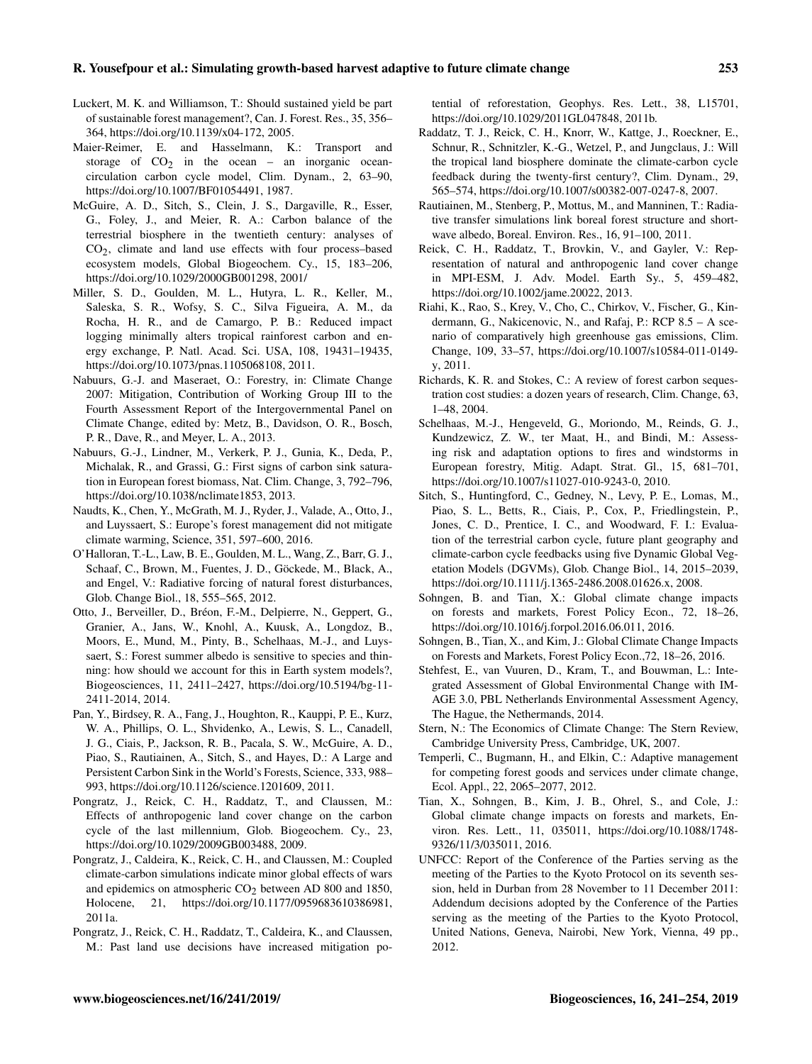Luckert, M. K. and Williamson, T.: Should sustained yield be part of sustainable forest management?, Can. J. Forest. Res., 35, 356–364, https://doi.org/10.1139/x04-172, 2005.

Maier-Reimer, E. and Hasselmann, K.: Transport and storage of $CO_2$ in the ocean – an inorganic ocean-circulation carbon cycle model, Clim. Dynam., 2, 63–90, https://doi.org/10.1007/BF01054491, 1987.

McGuire, A. D., Sitch, S., Clein, J. S., Dargaville, R., Esser, G., Foley, J., and Meier, R. A.: Carbon balance of the terrestrial biosphere in the twentieth century: analyses of $CO_2$, climate and land use effects with four process–based ecosystem models, Global Biogeochem. Cy., 15, 183–206, https://doi.org/10.1029/2000GB001298, 2001/

Miller, S. D., Goulden, M. L., Hutyra, L. R., Keller, M., Saleska, S. R., Wofsy, S. C., Silva Figueira, A. M., da Rocha, H. R., and de Camargo, P. B.: Reduced impact logging minimally alters tropical rainforest carbon and energy exchange, P. Natl. Acad. Sci. USA, 108, 19431–19435, https://doi.org/10.1073/pnas.1105068108, 2011.

Nabuurs, G.-J. and Maserat, O.: Forestry, in: Climate Change 2007: Mitigation, Contribution of Working Group III to the Fourth Assessment Report of the Intergovernmental Panel on Climate Change, edited by: Metz, B., Davidson, O. R., Bosch, P. R., Dave, R., and Meyer, L. A., 2013.

Nabuurs, G.-J., Lindner, M., Verkerk, P. J., Gunia, K., Deda, P., Michalak, R., and Grassi, G.: First signs of carbon sink saturation in European forest biomass, Nat. Clim. Change, 3, 792–796, https://doi.org/10.1038/nclimate1853, 2013.

Naudts, K., Chen, Y., McGrath, M. J., Ryder, J., Valade, A., Otto, J., and Luyssaert, S.: Europe's forest management did not mitigate climate warming, Science, 351, 597–600, 2016.

O'Halloran, T.-L., Law, B. E., Goulden, M. L., Wang, Z., Barr, G. J., Schaaf, C., Brown, M., Fuentes, J. D., Göckede, M., Black, A., and Engel, V.: Radiative forcing of natural forest disturbances, Glob. Change Biol., 18, 555–565, 2012.

Otto, J., Berveiller, D., Bréon, F.-M., Delpierre, N., Geppert, G., Granier, A., Jans, W., Knohl, A., Kuusk, A., Longdoz, B., Moors, E., Mund, M., Pinty, B., Schelhaas, M.-J., and Luyssaert, S.: Forest summer albedo is sensitive to species and thinning: how should we account for this in Earth system models?, Biogeosciences, 11, 2411–2427, https://doi.org/10.5194/bg-11-2411-2014, 2014.

Pan, Y., Birdsey, R. A., Fang, J., Houghton, R., Kauppi, P. E., Kurz, W. A., Phillips, O. L., Shvidenko, A., Lewis, S. L., Canadell, J. G., Ciais, P., Jackson, R. B., Pacala, S. W., McGuire, A. D., Piao, S., Rautiainen, A., Sitch, S., and Hayes, D.: A Large and Persistent Carbon Sink in the World's Forests, Science, 333, 988–993, https://doi.org/10.1126/science.1201609, 2011.

Pongratz, J., Reick, C. H., Raddatz, T., and Claussen, M.: Effects of anthropogenic land cover change on the carbon cycle of the last millennium, Glob. Biogeochem. Cy., 23, https://doi.org/10.1029/2009GB003488, 2009.

Pongratz, J., Caldeira, K., Reick, C. H., and Claussen, M.: Coupled climate-carbon simulations indicate minor global effects of wars and epidemics on atmospheric $CO_2$ between AD 800 and 1850, Holocene, 21, https://doi.org/10.1177/0959683610386981, 2011a.

Pongratz, J., Reick, C. H., Raddatz, T., Caldeira, K., and Claussen, M.: Past land use decisions have increased mitigation potential of reforestation, Geophys. Res. Lett., 38, L15701, https://doi.org/10.1029/2011GL047848, 2011b.

Raddatz, T. J., Reick, C. H., Knorr, W., Kattge, J., Roeckner, E., Schnur, R., Schnitzler, K.-G., Wetzel, P., and Jungclaus, J.: Will the tropical land biosphere dominate the climate-carbon cycle feedback during the twenty-first century?, Clim. Dynam., 29, 565–574, https://doi.org/10.1007/s00382-007-0247-8, 2007.

Rautiainen, M., Stenberg, P., Mottus, M., and Manninen, T.: Radiative transfer simulations link boreal forest structure and shortwave albedo, Boreal. Environ. Res., 16, 91–100, 2011.

Reick, C. H., Raddatz, T., Brovkin, V., and Gayler, V.: Representation of natural and anthropogenic land cover change in MPI-ESM, J. Adv. Model. Earth Sy., 5, 459–482, https://doi.org/10.1002/jame.20022, 2013.

Riahi, K., Rao, S., Krey, V., Cho, C., Chirkov, V., Fischer, G., Kindermann, G., Nakicenovic, N., and Rafaj, P.: RCP 8.5 – A scenario of comparatively high greenhouse gas emissions, Clim. Change, 109, 33–57, https://doi.org/10.1007/s10584-011-0149-y, 2011.

Richards, K. R. and Stokes, C.: A review of forest carbon sequestration cost studies: a dozen years of research, Clim. Change, 63, 1–48, 2004.

Schelhaas, M.-J., Hengeveld, G., Moriondo, M., Reinds, G. J., Kundzewicz, Z. W., ter Maat, H., and Bindi, M.: Assessing risk and adaptation options to fires and windstorms in European forestry, Mitig. Adapt. Strat. Gl., 15, 681–701, https://doi.org/10.1007/s11027-010-9243-0, 2010.

Sitch, S., Huntingford, C., Gedney, N., Levy, P. E., Lomas, M., Piao, S. L., Betts, R., Ciais, P., Cox, P., Friedlingstein, P., Jones, C. D., Prentice, I. C., and Woodward, F. I.: Evaluation of the terrestrial carbon cycle, future plant geography and climate-carbon cycle feedbacks using five Dynamic Global Vegetation Models (DGVMs), Glob. Change Biol., 14, 2015–2039, https://doi.org/10.1111/j.1365-2486.2008.01626.x, 2008.

Sohngen, B. and Tian, X.: Global climate change impacts on forests and markets, Forest Policy Econ., 72, 18–26, https://doi.org/10.1016/j.forpol.2016.06.011, 2016.

Sohngen, B., Tian, X., and Kim, J.: Global Climate Change Impacts on Forests and Markets, Forest Policy Econ.,72, 18–26, 2016.

Stehfest, E., van Vuuren, D., Kram, T., and Bouwman, L.: Integrated Assessment of Global Environmental Change with IMAGE 3.0, PBL Netherlands Environmental Assessment Agency, The Hague, the Nethermands, 2014.

Stern, N.: The Economics of Climate Change: The Stern Review, Cambridge University Press, Cambridge, UK, 2007.

Temperli, C., Bugmann, H., and Elkin, C.: Adaptive management for competing forest goods and services under climate change, Ecol. Appl., 22, 2065–2077, 2012.

Tian, X., Sohngen, B., Kim, J. B., Ohrel, S., and Cole, J.: Global climate change impacts on forests and markets, Environ. Res. Lett., 11, 035011, https://doi.org/10.1088/1748-9326/11/3/035011, 2016.

UNFCC: Report of the Conference of the Parties serving as the meeting of the Parties to the Kyoto Protocol on its seventh session, held in Durban from 28 November to 11 December 2011: Addendum decisions adopted by the Conference of the Parties serving as the meeting of the Parties to the Kyoto Protocol, United Nations, Geneva, Nairobi, New York, Vienna, 49 pp., 2012.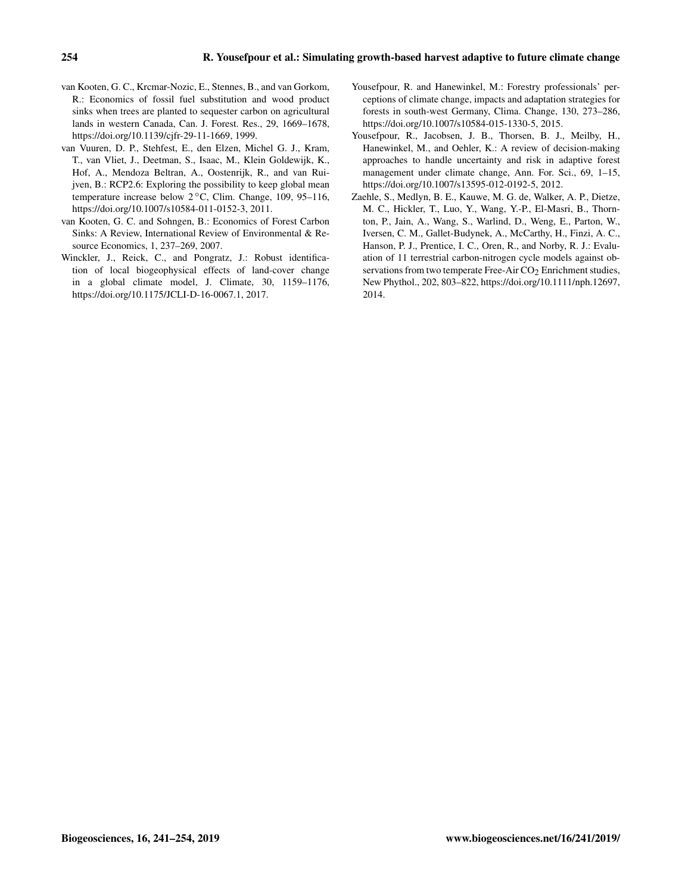van Kooten, G. C., Krcmar-Nozic, E., Stennes, B., and van Gorkom, R.: Economics of fossil fuel substitution and wood product sinks when trees are planted to sequester carbon on agricultural lands in western Canada, Can. J. Forest. Res., 29, 1669–1678, https://doi.org/10.1139/cjfr-29-11-1669, 1999.

van Vuuren, D. P., Stehfest, E., den Elzen, Michel G. J., Kram, T., van Vliet, J., Deetman, S., Isaac, M., Klein Goldewijk, K., Hof, A., Mendoza Beltran, A., Oostenrijk, R., and van Ruijven, B.: RCP2.6: Exploring the possibility to keep global mean temperature increase below 2 °C, Clim. Change, 109, 95–116, https://doi.org/10.1007/s10584-011-0152-3, 2011.

van Kooten, G. C. and Sohngen, B.: Economics of Forest Carbon Sinks: A Review, International Review of Environmental & Resource Economics, 1, 237–269, 2007.

Winckler, J., Reick, C., and Pongratz, J.: Robust identification of local biogeophysical effects of land-cover change in a global climate model, J. Climate, 30, 1159–1176, https://doi.org/10.1175/JCLI-D-16-0067.1, 2017.

Yousefpour, R. and Hanewinkel, M.: Forestry professionals' perceptions of climate change, impacts and adaptation strategies for forests in south-west Germany, Clima. Change, 130, 273–286, https://doi.org/10.1007/s10584-015-1330-5, 2015.

Yousefpour, R., Jacobsen, J. B., Thorsen, B. J., Meilby, H., Hanewinkel, M., and Oehler, K.: A review of decision-making approaches to handle uncertainty and risk in adaptive forest management under climate change, Ann. For. Sci., 69, 1–15, https://doi.org/10.1007/s13595-012-0192-5, 2012.

Zaehle, S., Medlyn, B. E., Kauwe, M. G. de, Walker, A. P., Dietze, M. C., Hickler, T., Luo, Y., Wang, Y.-P., El-Masri, B., Thornton, P., Jain, A., Wang, S., Warlind, D., Weng, E., Parton, W., Iversen, C. M., Gallet-Budynek, A., McCarthy, H., Finzi, A. C., Hanson, P. J., Prentice, I. C., Oren, R., and Norby, R. J.: Evaluation of 11 terrestrial carbon-nitrogen cycle models against observations from two temperate Free-Air $CO_2$ Enrichment studies, New Phythol., 202, 803–822, https://doi.org/10.1111/nph.12697, 2014.